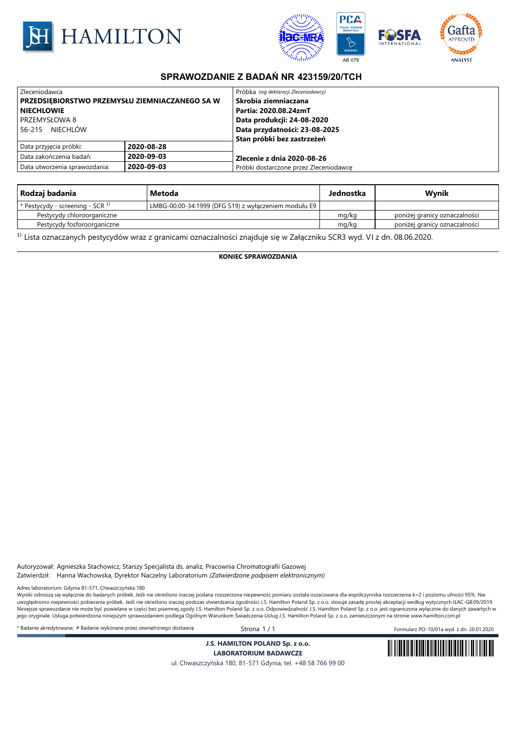# SPRAWOZDANIE Z BADAŃ NR 423159/20/TCH

| Zleceniodawca | | Próbka *(wg deklaracji Zleceniodawcy)* |
|---|---|---|
| **PRZEDSIĘBIORSTWO PRZEMYSŁU ZIEMNIACZANEGO SA W NIECHLOWIE** | | **Skrobia ziemniaczana** |
| PRZEMYSŁOWA 8 | | **Partia: 2020.08.24zmT** |
| 56-215 NIECHLÓW | | **Data produkcji: 24-08-2020** |
| | | **Data przydatności: 23-08-2025** |
| | | **Stan próbki bez zastrzeżeń** |
| Data przyjęcia próbki: | **2020-08-28** | |
| Data zakończenia badań: | **2020-09-03** | **Zlecenie z dnia 2020-08-26** |
| Data utworzenia sprawozdania: | **2020-09-03** | Próbki dostarczone przez Zleceniodawcę |

| Rodzaj badania | Metoda | Jednostka | Wynik |
|---|---|---|---|
| * Pestycydy - screening - SCR [1)] | LMBG-00.00-34:1999 (DFG S19) z wyłączeniem modułu E9 | | |
| Pestycydy chloroorganiczne | | mg/kg | poniżej granicy oznaczalności |
| Pestycydy fosforoorganiczne | | mg/kg | poniżej granicy oznaczalności |

[1)] Lista oznaczanych pestycydów wraz z granicami oznaczalności znajduje się w Załączniku SCR3 wyd. VI z dn. 08.06.2020.

**KONIEC SPRAWOZDANIA**

Autoryzował: Agnieszka Stachowicz, Starszy Specjalista ds. analiz, Pracownia Chromatografii Gazowej
Zatwierdził: Hanna Wachowska, Dyrektor Naczelny Laboratorium *(Zatwierdzone podpisem elektronicznym)*

Adres laboratorium: Gdynia 81-571, Chwaszczyńska 180
Wyniki odnoszą się wyłącznie do badanych próbek. Jeśli nie określono inaczej podana rozszerzona niepewność pomiaru została oszacowana dla współczynnika rozszerzenia k=2 i poziomu ufności 95%. Nie uwzględniono niepewności pobierania próbek. Jeśli nie określono inaczej podczas stwierdzania zgodności J.S. Hamilton Poland Sp. z o.o. stosuje zasadę prostej akceptacji według wytycznych ILAC-G8:09/2019. Niniejsze sprawozdanie nie może być powielane w części bez pisemnej zgody J.S. Hamilton Poland Sp. z o.o. Odpowiedzialność J.S. Hamilton Poland Sp. z o.o. jest ograniczona wyłącznie do danych zawartych w jego oryginale. Usługa potwierdzona niniejszym sprawozdaniem podlega Ogólnym Warunkom Świadczenia Usług J.S. Hamilton Poland Sp. z o.o. zamieszczonym na stronie www.hamilton.com.pl

\* Badanie akredytowane; # Badanie wykonane przez zewnętrznego dostawcę

Formularz PO-10/01a wyd. z dn. 20.01.2020

**J.S. HAMILTON POLAND Sp. z o.o.**
**LABORATORIUM BADAWCZE**
ul. Chwaszczyńska 180, 81-571 Gdynia, tel. +48 58 766 99 00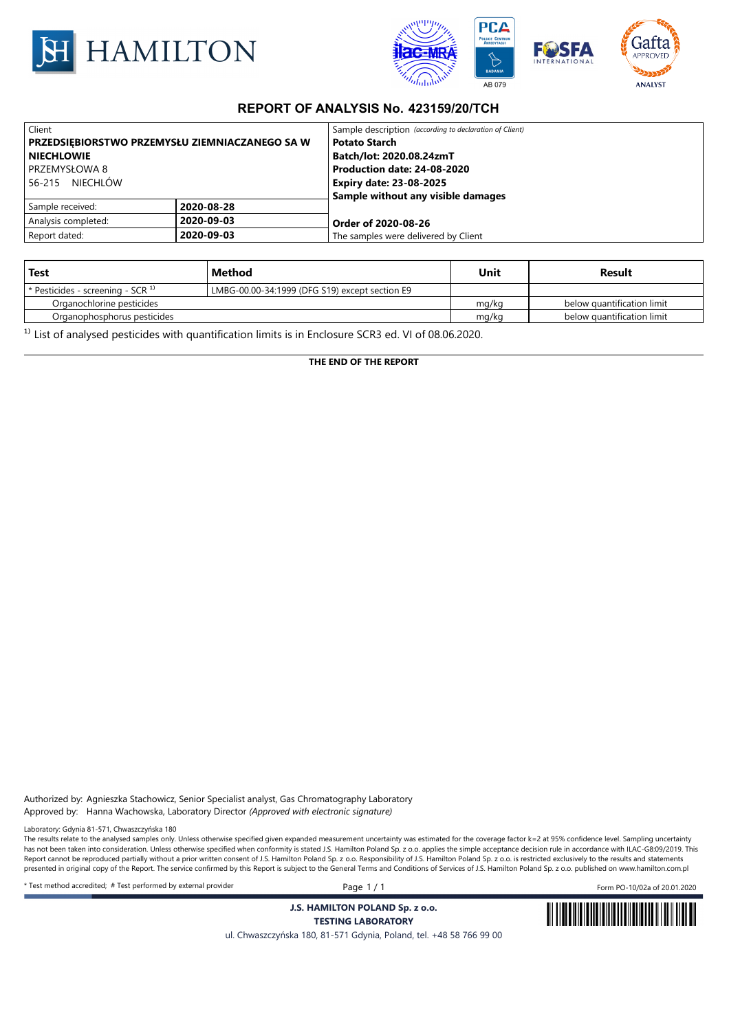# REPORT OF ANALYSIS No. 423159/20/TCH

| Client | | Sample description *(according to declaration of Client)* |
|---|---|---|
| **PRZEDSIĘBIORSTWO PRZEMYSŁU ZIEMNIACZANEGO SA W NIECHLOWIE** PRZEMYSŁOWA 8 56-215 NIECHLÓW | | **Potato Starch** **Batch/lot: 2020.08.24zmT** **Production date: 24-08-2020** **Expiry date: 23-08-2025** **Sample without any visible damages** |
| Sample received: | **2020-08-28** | |
| Analysis completed: | **2020-09-03** | **Order of 2020-08-26** |
| Report dated: | **2020-09-03** | The samples were delivered by Client |

| Test | Method | Unit | Result |
|---|---|---|---|
| * Pesticides - screening - SCR [1)] | LMBG-00.00-34:1999 (DFG S19) except section E9 | | |
| Organochlorine pesticides | | mg/kg | below quantification limit |
| Organophosphorus pesticides | | mg/kg | below quantification limit |

[1)] List of analysed pesticides with quantification limits is in Enclosure SCR3 ed. VI of 08.06.2020.

**THE END OF THE REPORT**

Authorized by: Agnieszka Stachowicz, Senior Specialist analyst, Gas Chromatography Laboratory
Approved by: Hanna Wachowska, Laboratory Director *(Approved with electronic signature)*

Laboratory: Gdynia 81-571, Chwaszczyńska 180
The results relate to the analysed samples only. Unless otherwise specified given expanded measurement uncertainty was estimated for the coverage factor k=2 at 95% confidence level. Sampling uncertainty has not been taken into consideration. Unless otherwise specified when conformity is stated J.S. Hamilton Poland Sp. z o.o. applies the simple acceptance decision rule in accordance with ILAC-G8:09/2019. This Report cannot be reproduced partially without a prior written consent of J.S. Hamilton Poland Sp. z o.o. Responsibility of J.S. Hamilton Poland Sp. z o.o. is restricted exclusively to the results and statements presented in original copy of the Report. The service confirmed by this Report is subject to the General Terms and Conditions of Services of J.S. Hamilton Poland Sp. z o.o. published on www.hamilton.com.pl

\* Test method accredited; # Test performed by external provider

Form PO-10/02a of 20.01.2020

**J.S. HAMILTON POLAND Sp. z o.o.**
**TESTING LABORATORY**
ul. Chwaszczyńska 180, 81-571 Gdynia, Poland, tel. +48 58 766 99 00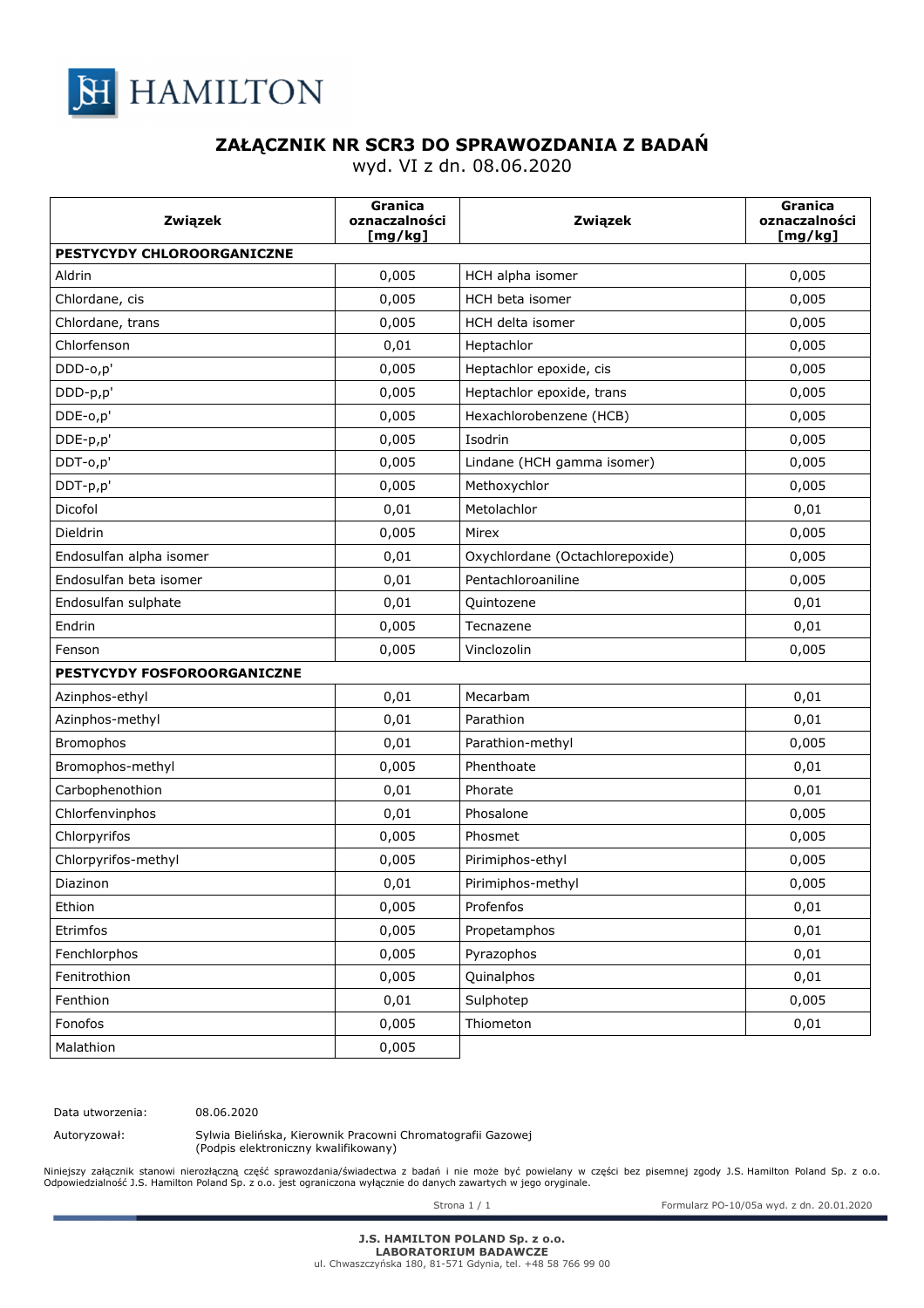## ZAŁĄCZNIK NR SCR3 DO SPRAWOZDANIA Z BADAŃ

wyd. VI z dn. 08.06.2020

| Związek | Granica oznaczalności [mg/kg] | Związek | Granica oznaczalności [mg/kg] |
|---|---|---|---|
| **PESTYCYDY CHLOROORGANICZNE** | | | |
| Aldrin | 0,005 | HCH alpha isomer | 0,005 |
| Chlordane, cis | 0,005 | HCH beta isomer | 0,005 |
| Chlordane, trans | 0,005 | HCH delta isomer | 0,005 |
| Chlorfenson | 0,01 | Heptachlor | 0,005 |
| DDD-o,p' | 0,005 | Heptachlor epoxide, cis | 0,005 |
| DDD-p,p' | 0,005 | Heptachlor epoxide, trans | 0,005 |
| DDE-o,p' | 0,005 | Hexachlorobenzene (HCB) | 0,005 |
| DDE-p,p' | 0,005 | Isodrin | 0,005 |
| DDT-o,p' | 0,005 | Lindane (HCH gamma isomer) | 0,005 |
| DDT-p,p' | 0,005 | Methoxychlor | 0,005 |
| Dicofol | 0,01 | Metolachlor | 0,01 |
| Dieldrin | 0,005 | Mirex | 0,005 |
| Endosulfan alpha isomer | 0,01 | Oxychlordane (Octachlorepoxide) | 0,005 |
| Endosulfan beta isomer | 0,01 | Pentachloroaniline | 0,005 |
| Endosulfan sulphate | 0,01 | Quintozene | 0,01 |
| Endrin | 0,005 | Tecnazene | 0,01 |
| Fenson | 0,005 | Vinclozolin | 0,005 |
| **PESTYCYDY FOSFOROORGANICZNE** | | | |
| Azinphos-ethyl | 0,01 | Mecarbam | 0,01 |
| Azinphos-methyl | 0,01 | Parathion | 0,01 |
| Bromophos | 0,01 | Parathion-methyl | 0,005 |
| Bromophos-methyl | 0,005 | Phenthoate | 0,01 |
| Carbophenothion | 0,01 | Phorate | 0,01 |
| Chlorfenvinphos | 0,01 | Phosalone | 0,005 |
| Chlorpyrifos | 0,005 | Phosmet | 0,005 |
| Chlorpyrifos-methyl | 0,005 | Pirimiphos-ethyl | 0,005 |
| Diazinon | 0,01 | Pirimiphos-methyl | 0,005 |
| Ethion | 0,005 | Profenfos | 0,01 |
| Etrimfos | 0,005 | Propetamphos | 0,01 |
| Fenchlorphos | 0,005 | Pyrazophos | 0,01 |
| Fenitrothion | 0,005 | Quinalphos | 0,01 |
| Fenthion | 0,01 | Sulphotep | 0,005 |
| Fonofos | 0,005 | Thiometon | 0,01 |
| Malathion | 0,005 | | |

Data utworzenia: 08.06.2020

Autoryzował: Sylwia Bielińska, Kierownik Pracowni Chromatografii Gazowej (Podpis elektroniczny kwalifikowany)

Niniejszy załącznik stanowi nierozłączną część sprawozdania/świadectwa z badań i nie może być powielany w części bez pisemnej zgody J.S. Hamilton Poland Sp. z o.o. Odpowiedzialność J.S. Hamilton Poland Sp. z o.o. jest ograniczona wyłącznie do danych zawartych w jego oryginale.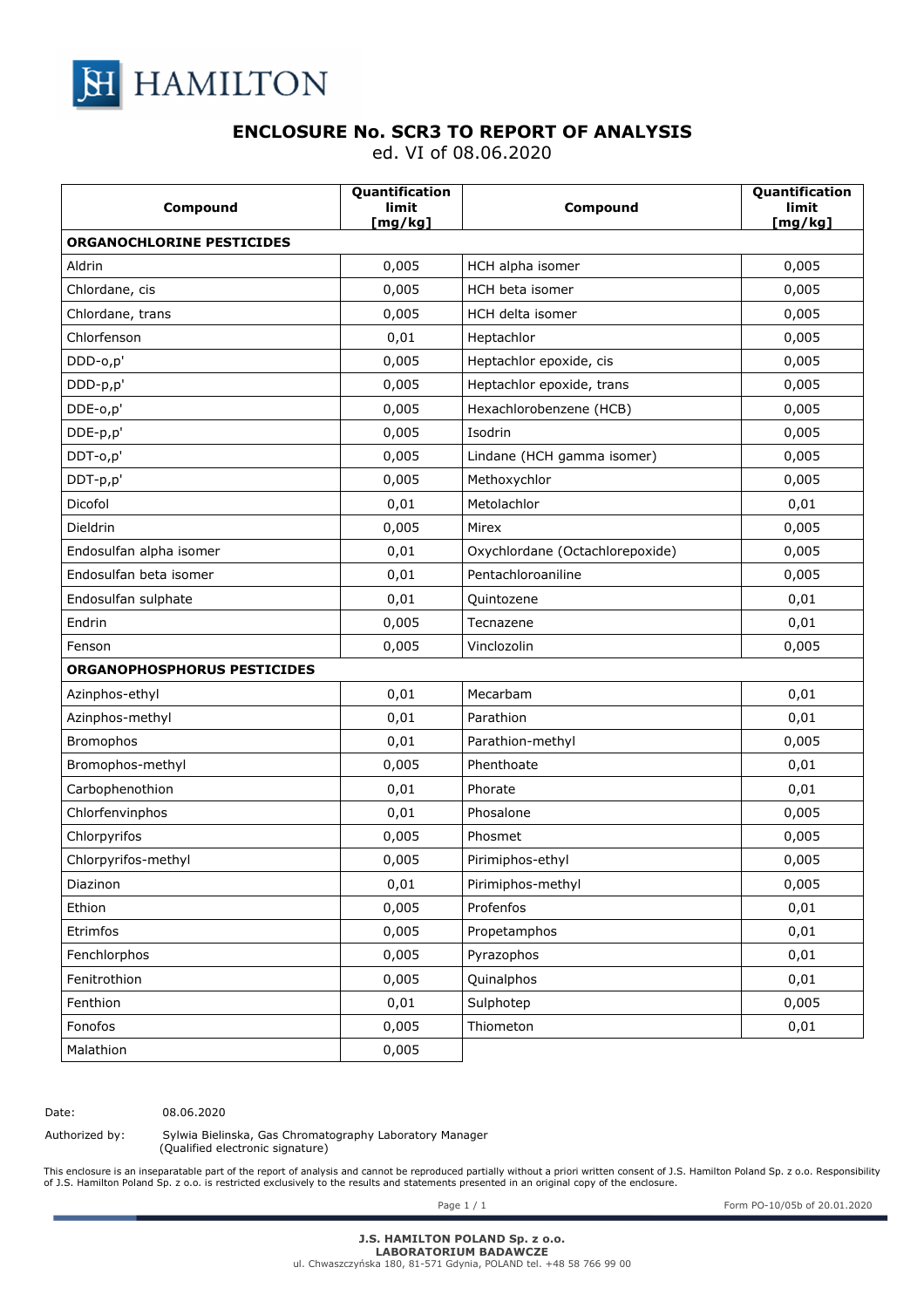HAMILTON

## ENCLOSURE No. SCR3 TO REPORT OF ANALYSIS

ed. VI of 08.06.2020

| Compound | Quantification limit [mg/kg] | Compound | Quantification limit [mg/kg] |
|---|---|---|---|
| **ORGANOCHLORINE PESTICIDES** | | | |
| Aldrin | 0,005 | HCH alpha isomer | 0,005 |
| Chlordane, cis | 0,005 | HCH beta isomer | 0,005 |
| Chlordane, trans | 0,005 | HCH delta isomer | 0,005 |
| Chlorfenson | 0,01 | Heptachlor | 0,005 |
| DDD-o,p' | 0,005 | Heptachlor epoxide, cis | 0,005 |
| DDD-p,p' | 0,005 | Heptachlor epoxide, trans | 0,005 |
| DDE-o,p' | 0,005 | Hexachlorobenzene (HCB) | 0,005 |
| DDE-p,p' | 0,005 | Isodrin | 0,005 |
| DDT-o,p' | 0,005 | Lindane (HCH gamma isomer) | 0,005 |
| DDT-p,p' | 0,005 | Methoxychlor | 0,005 |
| Dicofol | 0,01 | Metolachlor | 0,01 |
| Dieldrin | 0,005 | Mirex | 0,005 |
| Endosulfan alpha isomer | 0,01 | Oxychlordane (Octachlorepoxide) | 0,005 |
| Endosulfan beta isomer | 0,01 | Pentachloroaniline | 0,005 |
| Endosulfan sulphate | 0,01 | Quintozene | 0,01 |
| Endrin | 0,005 | Tecnazene | 0,01 |
| Fenson | 0,005 | Vinclozolin | 0,005 |
| **ORGANOPHOSPHORUS PESTICIDES** | | | |
| Azinphos-ethyl | 0,01 | Mecarbam | 0,01 |
| Azinphos-methyl | 0,01 | Parathion | 0,01 |
| Bromophos | 0,01 | Parathion-methyl | 0,005 |
| Bromophos-methyl | 0,005 | Phenthoate | 0,01 |
| Carbophenothion | 0,01 | Phorate | 0,01 |
| Chlorfenvinphos | 0,01 | Phosalone | 0,005 |
| Chlorpyrifos | 0,005 | Phosmet | 0,005 |
| Chlorpyrifos-methyl | 0,005 | Pirimiphos-ethyl | 0,005 |
| Diazinon | 0,01 | Pirimiphos-methyl | 0,005 |
| Ethion | 0,005 | Profenfos | 0,01 |
| Etrimfos | 0,005 | Propetamphos | 0,01 |
| Fenchlorphos | 0,005 | Pyrazophos | 0,01 |
| Fenitrothion | 0,005 | Quinalphos | 0,01 |
| Fenthion | 0,01 | Sulphotep | 0,005 |
| Fonofos | 0,005 | Thiometon | 0,01 |
| Malathion | 0,005 | | |

Date: 08.06.2020

Authorized by: Sylwia Bielinska, Gas Chromatography Laboratory Manager (Qualified electronic signature)

This enclosure is an inseparatable part of the report of analysis and cannot be reproduced partially without a priori written consent of J.S. Hamilton Poland Sp. z o.o. Responsibility of J.S. Hamilton Poland Sp. z o.o. is restricted exclusively to the results and statements presented in an original copy of the enclosure.

Form PO-10/05b of 20.01.2020

**J.S. HAMILTON POLAND Sp. z o.o.**
**LABORATORIUM BADAWCZE**
ul. Chwaszczyńska 180, 81-571 Gdynia, POLAND tel. +48 58 766 99 00